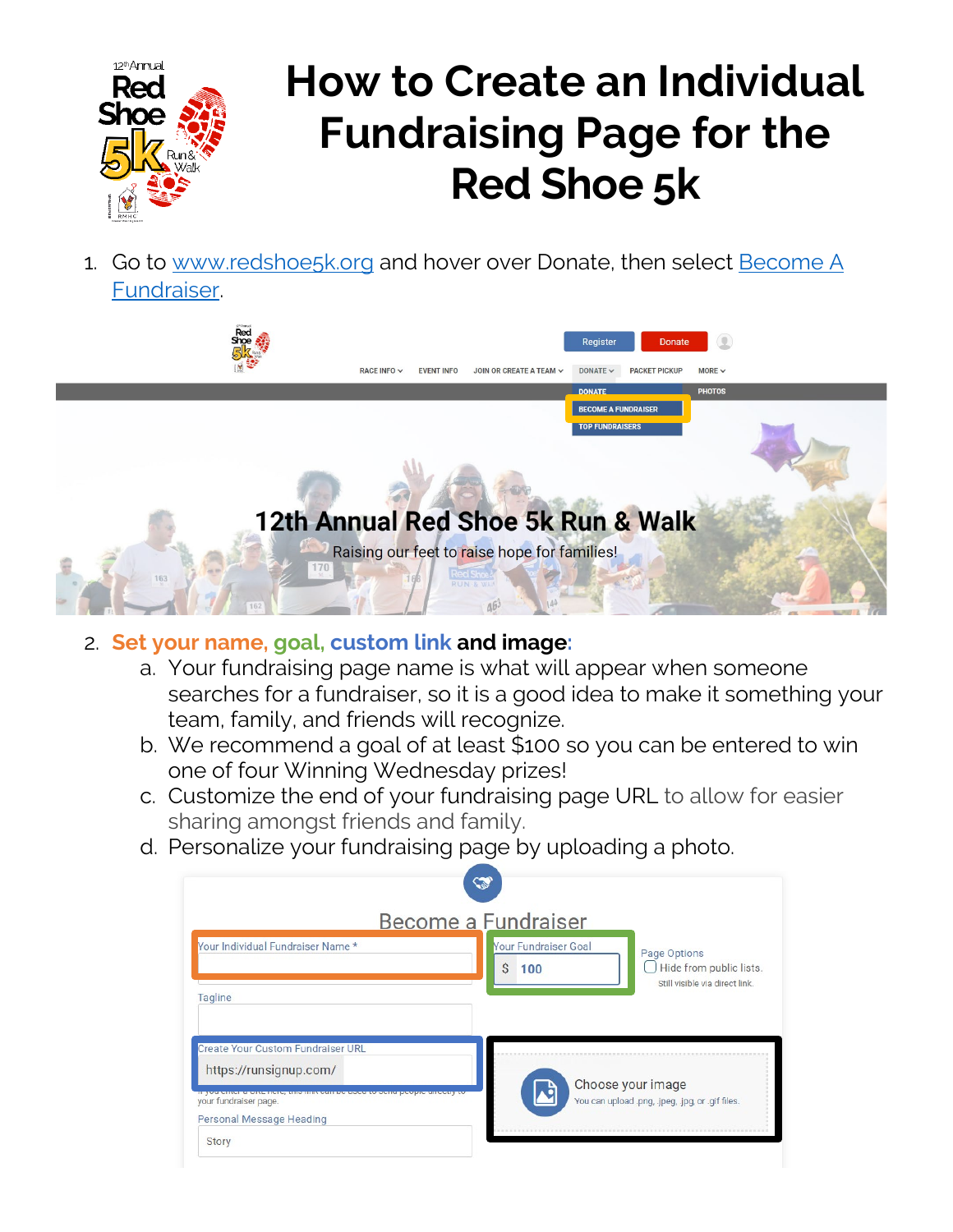# How to Create an Individual Fundraising Page for the Red Shoe 5k

1. Go to [www.redshoe5k.org](http://www.redshoe5k.org) and hover over Donate, then select [Become A Fundraiser](#).

2. **Set your name, goal, custom link and image:**
   a. Your fundraising page name is what will appear when someone searches for a fundraiser, so it is a good idea to make it something your team, family, and friends will recognize.
   b. We recommend a goal of at least $100 so you can be entered to win one of four Winning Wednesday prizes!
   c. Customize the end of your fundraising page URL to allow for easier sharing amongst friends and family.
   d. Personalize your fundraising page by uploading a photo.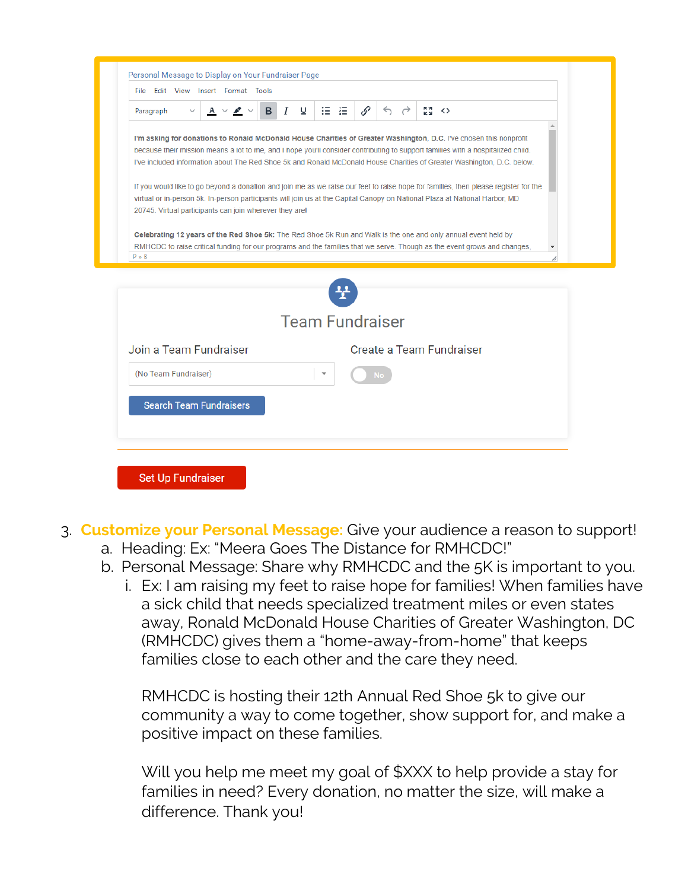Personal Message to Display on Your Fundraiser Page

File Edit View Insert Format Tools

Paragraph

**I'm asking for donations to Ronald McDonald House Charities of Greater Washington, D.C.** I've chosen this nonprofit because their mission means a lot to me, and I hope you'll consider contributing to support families with a hospitalized child. I've included information about The Red Shoe 5k and Ronald McDonald House Charities of Greater Washington, D.C. below.

If you would like to go beyond a donation and join me as we raise our feet to raise hope for families, then please register for the virtual or in-person 5k. In-person participants will join us at the Capital Canopy on National Plaza at National Harbor, MD 20745. Virtual participants can join wherever they are!

**Celebrating 12 years of the Red Shoe 5k:** The Red Shoe 5k Run and Walk is the one and only annual event held by RMHCDC to raise critical funding for our programs and the families that we serve. Though as the event grows and changes,

P » B

Team Fundraiser

Join a Team Fundraiser

(No Team Fundraiser)

Search Team Fundraisers

Create a Team Fundraiser

No

Set Up Fundraiser

3. **Customize your Personal Message:** Give your audience a reason to support!
   a. Heading: Ex: "Meera Goes The Distance for RMHCDC!"
   b. Personal Message: Share why RMHCDC and the 5K is important to you.
      i. Ex: I am raising my feet to raise hope for families! When families have a sick child that needs specialized treatment miles or even states away, Ronald McDonald House Charities of Greater Washington, DC (RMHCDC) gives them a "home-away-from-home" that keeps families close to each other and the care they need.

         RMHCDC is hosting their 12th Annual Red Shoe 5k to give our community a way to come together, show support for, and make a positive impact on these families.

         Will you help me meet my goal of $XXX to help provide a stay for families in need? Every donation, no matter the size, will make a difference. Thank you!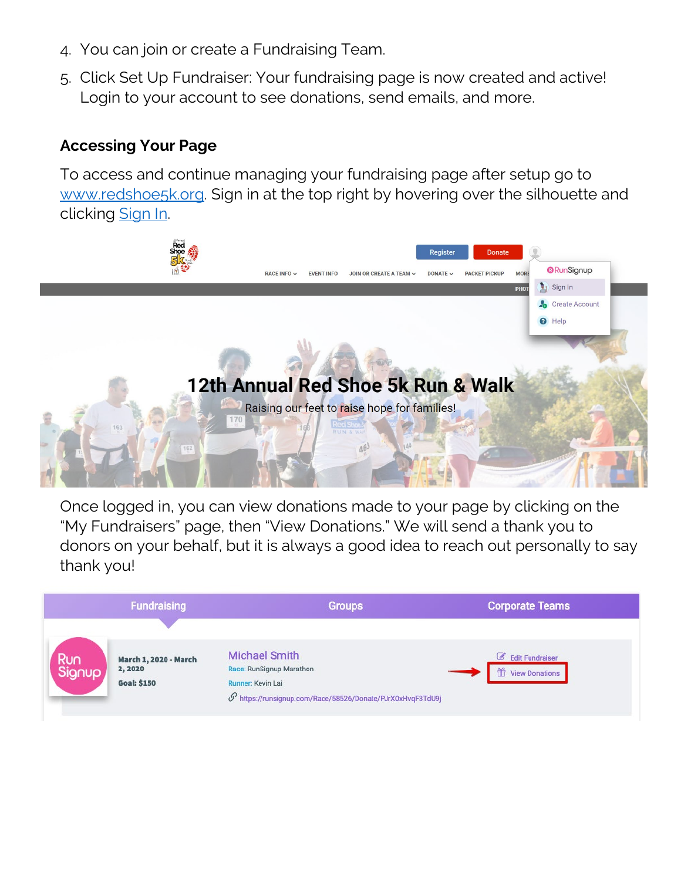4. You can join or create a Fundraising Team.
5. Click Set Up Fundraiser: Your fundraising page is now created and active! Login to your account to see donations, send emails, and more.

### Accessing Your Page

To access and continue managing your fundraising page after setup go to [www.redshoe5k.org](http://www.redshoe5k.org). Sign in at the top right by hovering over the silhouette and clicking [Sign In](#).

Once logged in, you can view donations made to your page by clicking on the "My Fundraisers" page, then "View Donations." We will send a thank you to donors on your behalf, but it is always a good idea to reach out personally to say thank you!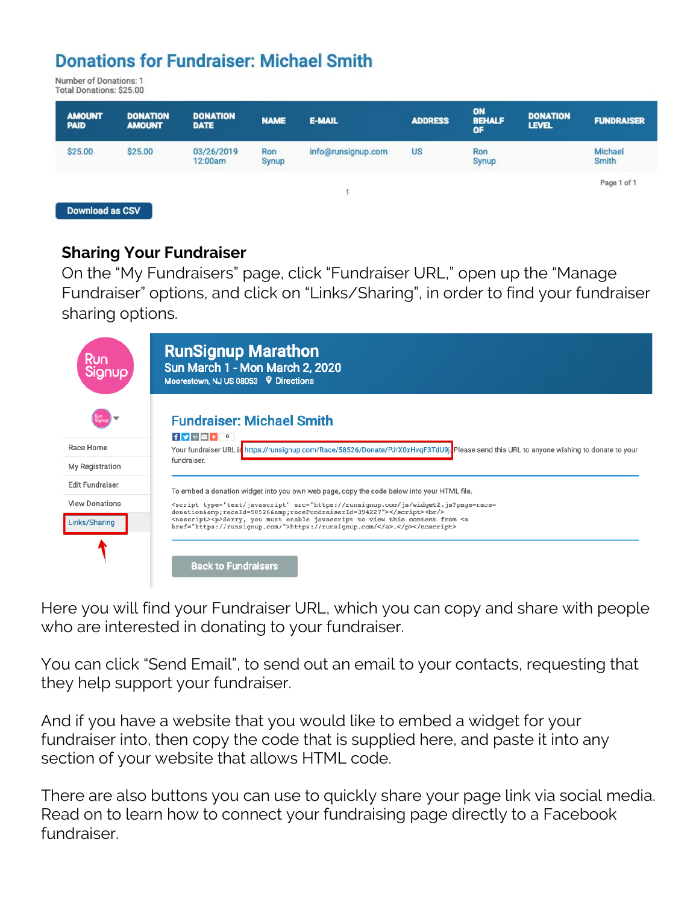## Donations for Fundraiser: Michael Smith

Number of Donations: 1
Total Donations: $25.00

| AMOUNT PAID | DONATION AMOUNT | DONATION DATE | NAME | E-MAIL | ADDRESS | ON BEHALF OF | DONATION LEVEL | FUNDRAISER |
|---|---|---|---|---|---|---|---|---|
| $25.00 | $25.00 | 03/26/2019 12:00am | Ron Synup | info@runsignup.com | US | Ron Synup | | Michael Smith |

Page 1 of 1

1

Download as CSV

### Sharing Your Fundraiser

On the "My Fundraisers" page, click "Fundraiser URL," open up the "Manage Fundraiser" options, and click on "Links/Sharing", in order to find your fundraiser sharing options.

**RunSignup Marathon**
Sun March 1 - Mon March 2, 2020
Moorestown, NJ US 08053 Directions

- Race Home
- My Registration
- Edit Fundraiser
- View Donations
- Links/Sharing

**Fundraiser: Michael Smith**

Your fundraiser URL is https://runsignup.com/Race/58526/Donate/PJrX0xHvqF3TdU9j. Please send this URL to anyone wishing to donate to your fundraiser.

To embed a donation widget into you own web page, copy the code below into your HTML file.

```
<script type="text/javascript" src="https://runsignup.com/js/widget2.js?page=race-donation&amp;raceId=58526&amp;raceFundraiserId=394227"></script><br/>
<noscript><p>Sorry, you must enable javascript to view this content from <a href="https://runsignup.com/">https://runsignup.com/</a>.</p></noscript>
```

Back to Fundraisers

Here you will find your Fundraiser URL, which you can copy and share with people who are interested in donating to your fundraiser.

You can click "Send Email", to send out an email to your contacts, requesting that they help support your fundraiser.

And if you have a website that you would like to embed a widget for your fundraiser into, then copy the code that is supplied here, and paste it into any section of your website that allows HTML code.

There are also buttons you can use to quickly share your page link via social media. Read on to learn how to connect your fundraising page directly to a Facebook fundraiser.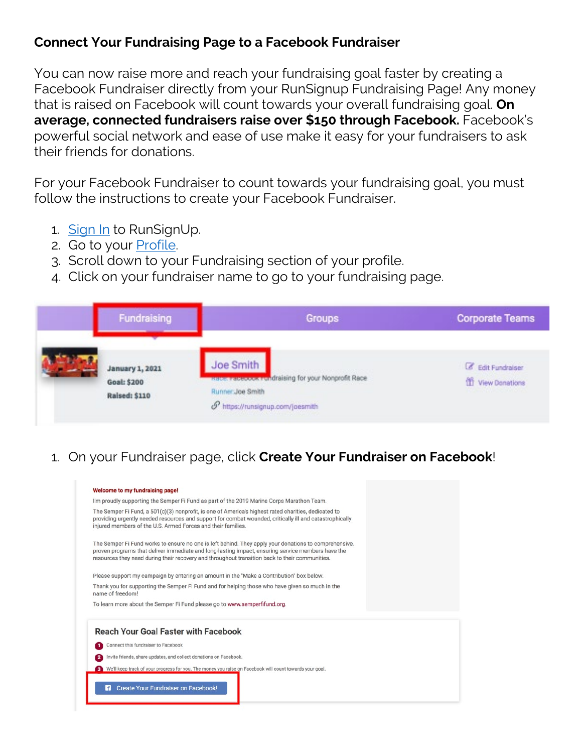**Connect Your Fundraising Page to a Facebook Fundraiser**

You can now raise more and reach your fundraising goal faster by creating a Facebook Fundraiser directly from your RunSignup Fundraising Page! Any money that is raised on Facebook will count towards your overall fundraising goal. **On average, connected fundraisers raise over $150 through Facebook.** Facebook's powerful social network and ease of use make it easy for your fundraisers to ask their friends for donations.

For your Facebook Fundraiser to count towards your fundraising goal, you must follow the instructions to create your Facebook Fundraiser.

1. Sign In to RunSignUp.
2. Go to your Profile.
3. Scroll down to your Fundraising section of your profile.
4. Click on your fundraiser name to go to your fundraising page.

1. On your Fundraiser page, click **Create Your Fundraiser on Facebook**!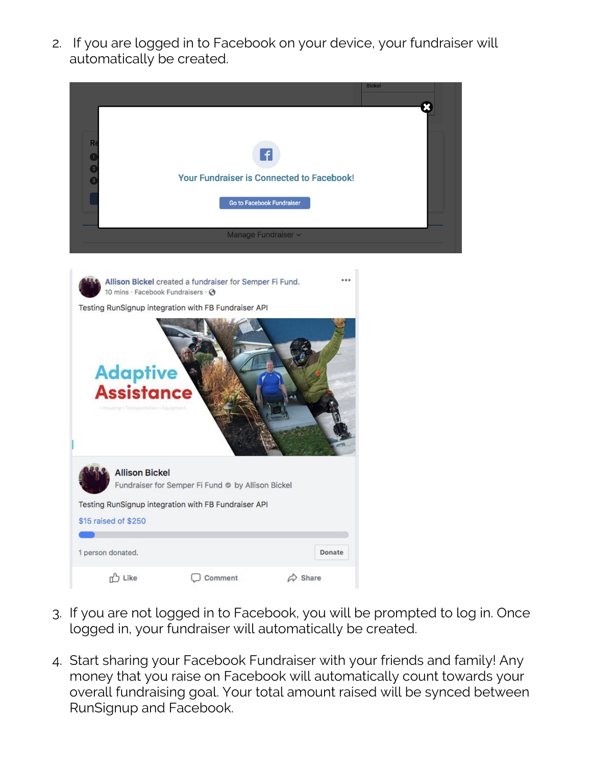2. If you are logged in to Facebook on your device, your fundraiser will automatically be created.

3. If you are not logged in to Facebook, you will be prompted to log in. Once logged in, your fundraiser will automatically be created.

4. Start sharing your Facebook Fundraiser with your friends and family! Any money that you raise on Facebook will automatically count towards your overall fundraising goal. Your total amount raised will be synced between RunSignup and Facebook.